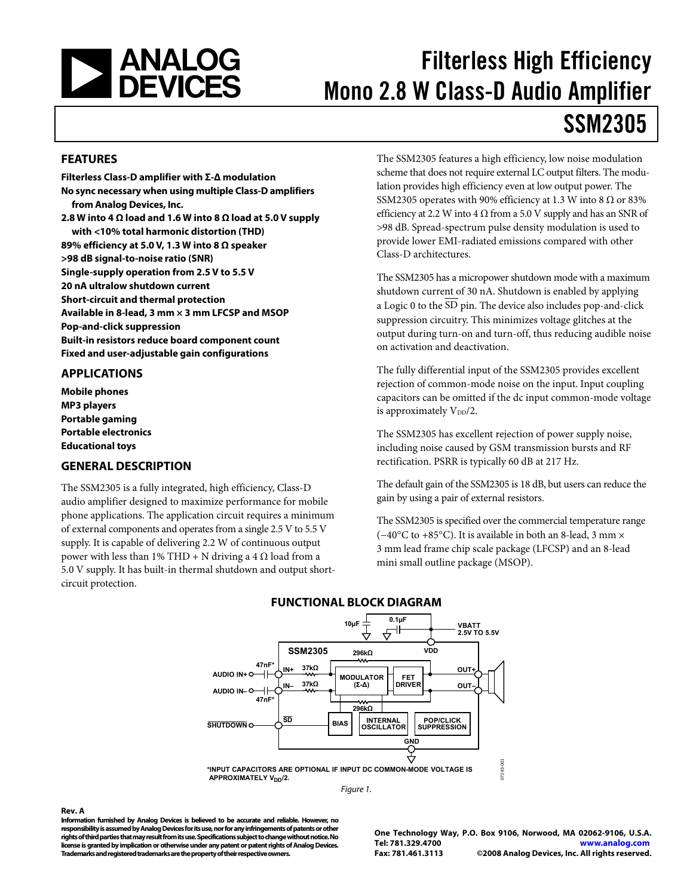# Filterless High Efficiency Mono 2.8 W Class-D Audio Amplifier

# SSM2305

## FEATURES

**Filterless Class-D amplifier with Σ-Δ modulation**
**No sync necessary when using multiple Class-D amplifiers from Analog Devices, Inc.**
**2.8 W into 4 Ω load and 1.6 W into 8 Ω load at 5.0 V supply with <10% total harmonic distortion (THD)**
**89% efficiency at 5.0 V, 1.3 W into 8 Ω speaker**
**>98 dB signal-to-noise ratio (SNR)**
**Single-supply operation from 2.5 V to 5.5 V**
**20 nA ultralow shutdown current**
**Short-circuit and thermal protection**
**Available in 8-lead, 3 mm × 3 mm LFCSP and MSOP**
**Pop-and-click suppression**
**Built-in resistors reduce board component count**
**Fixed and user-adjustable gain configurations**

## APPLICATIONS

**Mobile phones**
**MP3 players**
**Portable gaming**
**Portable electronics**
**Educational toys**

## GENERAL DESCRIPTION

The SSM2305 is a fully integrated, high efficiency, Class-D audio amplifier designed to maximize performance for mobile phone applications. The application circuit requires a minimum of external components and operates from a single 2.5 V to 5.5 V supply. It is capable of delivering 2.2 W of continuous output power with less than 1% THD + N driving a 4 Ω load from a 5.0 V supply. It has built-in thermal shutdown and output short-circuit protection.

The SSM2305 features a high efficiency, low noise modulation scheme that does not require external LC output filters. The modulation provides high efficiency even at low output power. The SSM2305 operates with 90% efficiency at 1.3 W into 8 Ω or 83% efficiency at 2.2 W into 4 Ω from a 5.0 V supply and has an SNR of >98 dB. Spread-spectrum pulse density modulation is used to provide lower EMI-radiated emissions compared with other Class-D architectures.

The SSM2305 has a micropower shutdown mode with a maximum shutdown current of 30 nA. Shutdown is enabled by applying a Logic 0 to the $\overline{SD}$ pin. The device also includes pop-and-click suppression circuitry. This minimizes voltage glitches at the output during turn-on and turn-off, thus reducing audible noise on activation and deactivation.

The fully differential input of the SSM2305 provides excellent rejection of common-mode noise on the input. Input coupling capacitors can be omitted if the dc input common-mode voltage is approximately $V_{DD}/2$.

The SSM2305 has excellent rejection of power supply noise, including noise caused by GSM transmission bursts and RF rectification. PSRR is typically 60 dB at 217 Hz.

The default gain of the SSM2305 is 18 dB, but users can reduce the gain by using a pair of external resistors.

The SSM2305 is specified over the commercial temperature range (−40°C to +85°C). It is available in both an 8-lead, 3 mm × 3 mm lead frame chip scale package (LFCSP) and an 8-lead mini small outline package (MSOP).

## FUNCTIONAL BLOCK DIAGRAM

*INPUT CAPACITORS ARE OPTIONAL IF INPUT DC COMMON-MODE VOLTAGE IS APPROXIMATELY $V_{DD}/2$.

*Figure 1.*

Rev. A

Information furnished by Analog Devices is believed to be accurate and reliable. However, no responsibility is assumed by Analog Devices for its use, nor for any infringements of patents or other rights of third parties that may result from its use. Specifications subject to change without notice. No license is granted by implication or otherwise under any patent or patent rights of Analog Devices. Trademarks and registered trademarks are the property of their respective owners.

One Technology Way, P.O. Box 9106, Norwood, MA 02062-9106, U.S.A.
Tel: 781.329.4700 www.analog.com
Fax: 781.461.3113 ©2008 Analog Devices, Inc. All rights reserved.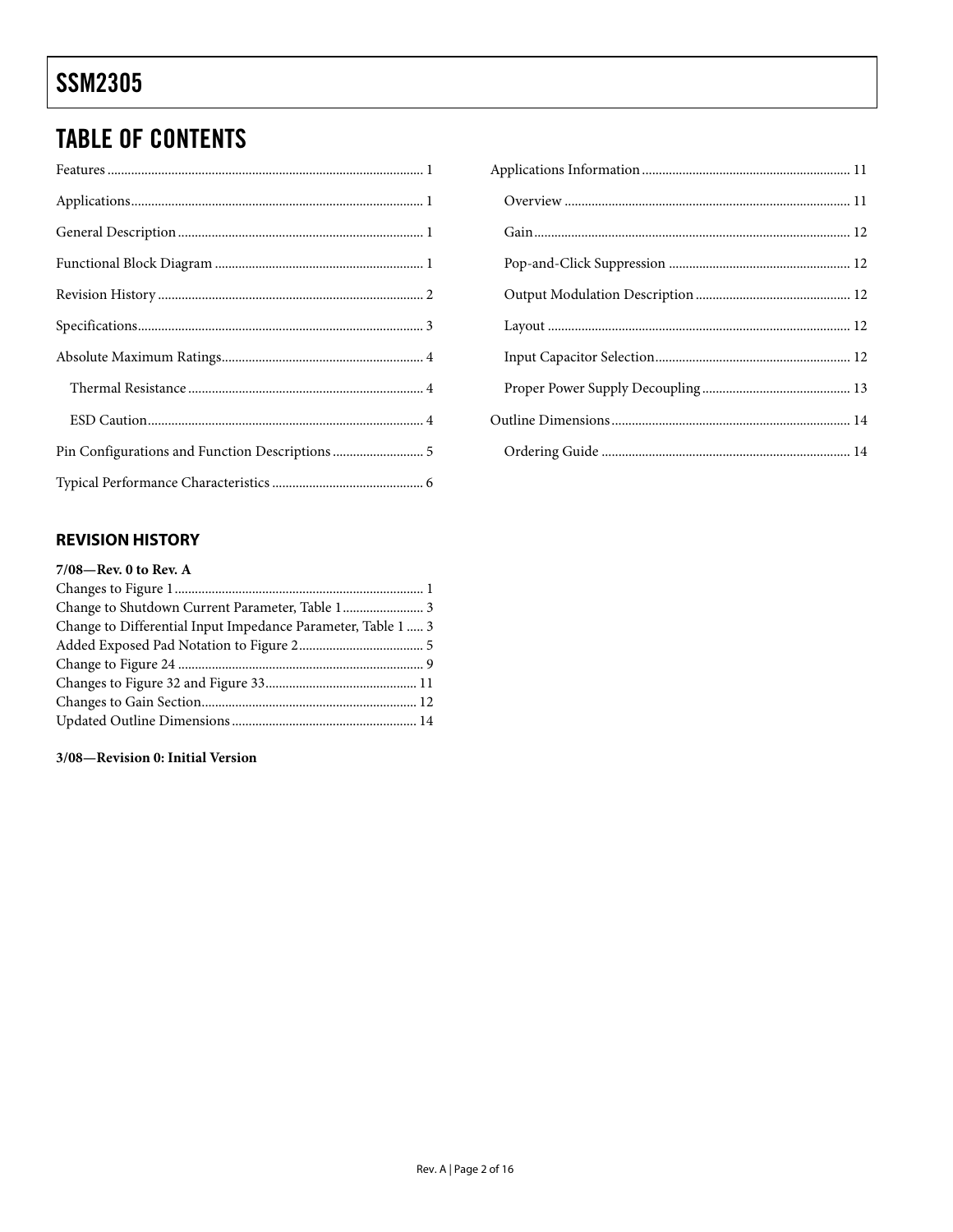## TABLE OF CONTENTS

Features ... 1
Applications ... 1
General Description ... 1
Functional Block Diagram ... 1
Revision History ... 2
Specifications ... 3
Absolute Maximum Ratings ... 4
  Thermal Resistance ... 4
  ESD Caution ... 4
Pin Configurations and Function Descriptions ... 5
Typical Performance Characteristics ... 6
Applications Information ... 11
  Overview ... 11
  Gain ... 12
  Pop-and-Click Suppression ... 12
  Output Modulation Description ... 12
  Layout ... 12
  Input Capacitor Selection ... 12
  Proper Power Supply Decoupling ... 13
Outline Dimensions ... 14
  Ordering Guide ... 14

### REVISION HISTORY

**7/08—Rev. 0 to Rev. A**

Changes to Figure 1 ... 1
Change to Shutdown Current Parameter, Table 1 ... 3
Change to Differential Input Impedance Parameter, Table 1 ... 3
Added Exposed Pad Notation to Figure 2 ... 5
Change to Figure 24 ... 9
Changes to Figure 32 and Figure 33 ... 11
Changes to Gain Section ... 12
Updated Outline Dimensions ... 14

**3/08—Revision 0: Initial Version**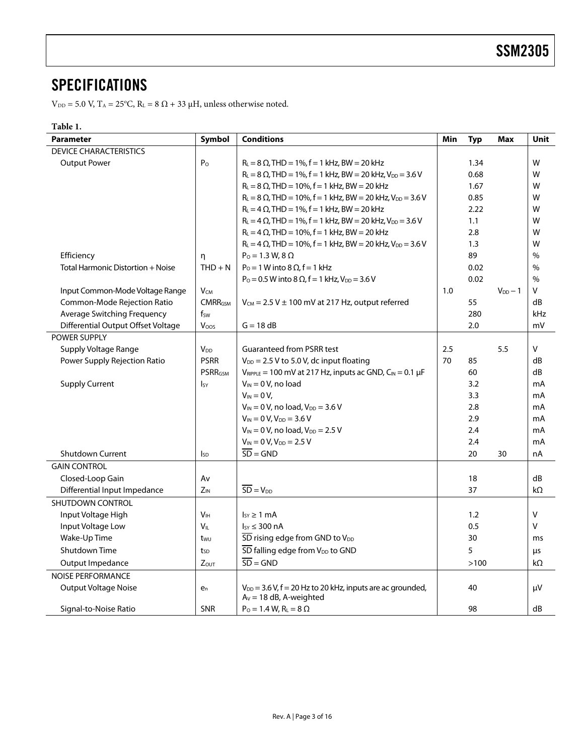## SPECIFICATIONS

$V_{DD}$ = 5.0 V, $T_A$ = 25°C, $R_L$ = 8 Ω + 33 μH, unless otherwise noted.

**Table 1.**

| Parameter | Symbol | Conditions | Min | Typ | Max | Unit |
|---|---|---|---|---|---|---|
| DEVICE CHARACTERISTICS | | | | | | |
| Output Power | $P_O$ | $R_L$ = 8 Ω, THD = 1%, f = 1 kHz, BW = 20 kHz | | 1.34 | | W |
| | | $R_L$ = 8 Ω, THD = 1%, f = 1 kHz, BW = 20 kHz, $V_{DD}$ = 3.6 V | | 0.68 | | W |
| | | $R_L$ = 8 Ω, THD = 10%, f = 1 kHz, BW = 20 kHz | | 1.67 | | W |
| | | $R_L$ = 8 Ω, THD = 10%, f = 1 kHz, BW = 20 kHz, $V_{DD}$ = 3.6 V | | 0.85 | | W |
| | | $R_L$ = 4 Ω, THD = 1%, f = 1 kHz, BW = 20 kHz | | 2.22 | | W |
| | | $R_L$ = 4 Ω, THD = 1%, f = 1 kHz, BW = 20 kHz, $V_{DD}$ = 3.6 V | | 1.1 | | W |
| | | $R_L$ = 4 Ω, THD = 10%, f = 1 kHz, BW = 20 kHz | | 2.8 | | W |
| | | $R_L$ = 4 Ω, THD = 10%, f = 1 kHz, BW = 20 kHz, $V_{DD}$ = 3.6 V | | 1.3 | | W |
| Efficiency | η | $P_O$ = 1.3 W, 8 Ω | | 89 | | % |
| Total Harmonic Distortion + Noise | THD + N | $P_O$ = 1 W into 8 Ω, f = 1 kHz | | 0.02 | | % |
| | | $P_O$ = 0.5 W into 8 Ω, f = 1 kHz, $V_{DD}$ = 3.6 V | | 0.02 | | % |
| Input Common-Mode Voltage Range | $V_{CM}$ | | 1.0 | | $V_{DD}$ − 1 | V |
| Common-Mode Rejection Ratio | $CMRR_{GSM}$ | $V_{CM}$ = 2.5 V ± 100 mV at 217 Hz, output referred | | 55 | | dB |
| Average Switching Frequency | $f_{SW}$ | | | 280 | | kHz |
| Differential Output Offset Voltage | $V_{OOS}$ | G = 18 dB | | 2.0 | | mV |
| POWER SUPPLY | | | | | | |
| Supply Voltage Range | $V_{DD}$ | Guaranteed from PSRR test | 2.5 | | 5.5 | V |
| Power Supply Rejection Ratio | PSRR | $V_{DD}$ = 2.5 V to 5.0 V, dc input floating | 70 | 85 | | dB |
| | $PSRR_{GSM}$ | $V_{RIPPLE}$ = 100 mV at 217 Hz, inputs ac GND, $C_{IN}$ = 0.1 μF | | 60 | | dB |
| Supply Current | $I_{SY}$ | $V_{IN}$ = 0 V, no load | | 3.2 | | mA |
| | | $V_{IN}$ = 0 V, | | 3.3 | | mA |
| | | $V_{IN}$ = 0 V, no load, $V_{DD}$ = 3.6 V | | 2.8 | | mA |
| | | $V_{IN}$ = 0 V, $V_{DD}$ = 3.6 V | | 2.9 | | mA |
| | | $V_{IN}$ = 0 V, no load, $V_{DD}$ = 2.5 V | | 2.4 | | mA |
| | | $V_{IN}$ = 0 V, $V_{DD}$ = 2.5 V | | 2.4 | | mA |
| Shutdown Current | $I_{SD}$ | $\overline{SD}$ = GND | | 20 | 30 | nA |
| GAIN CONTROL | | | | | | |
| Closed-Loop Gain | Av | | | 18 | | dB |
| Differential Input Impedance | $Z_{IN}$ | $\overline{SD}$ = $V_{DD}$ | | 37 | | kΩ |
| SHUTDOWN CONTROL | | | | | | |
| Input Voltage High | $V_{IH}$ | $I_{SY}$ ≥ 1 mA | | 1.2 | | V |
| Input Voltage Low | $V_{IL}$ | $I_{SY}$ ≤ 300 nA | | 0.5 | | V |
| Wake-Up Time | $t_{WU}$ | $\overline{SD}$ rising edge from GND to $V_{DD}$ | | 30 | | ms |
| Shutdown Time | $t_{SD}$ | $\overline{SD}$ falling edge from $V_{DD}$ to GND | | 5 | | μs |
| Output Impedance | $Z_{OUT}$ | $\overline{SD}$ = GND | | >100 | | kΩ |
| NOISE PERFORMANCE | | | | | | |
| Output Voltage Noise | $e_n$ | $V_{DD}$ = 3.6 V, f = 20 Hz to 20 kHz, inputs are ac grounded, $A_V$ = 18 dB, A-weighted | | 40 | | μV |
| Signal-to-Noise Ratio | SNR | $P_O$ = 1.4 W, $R_L$ = 8 Ω | | 98 | | dB |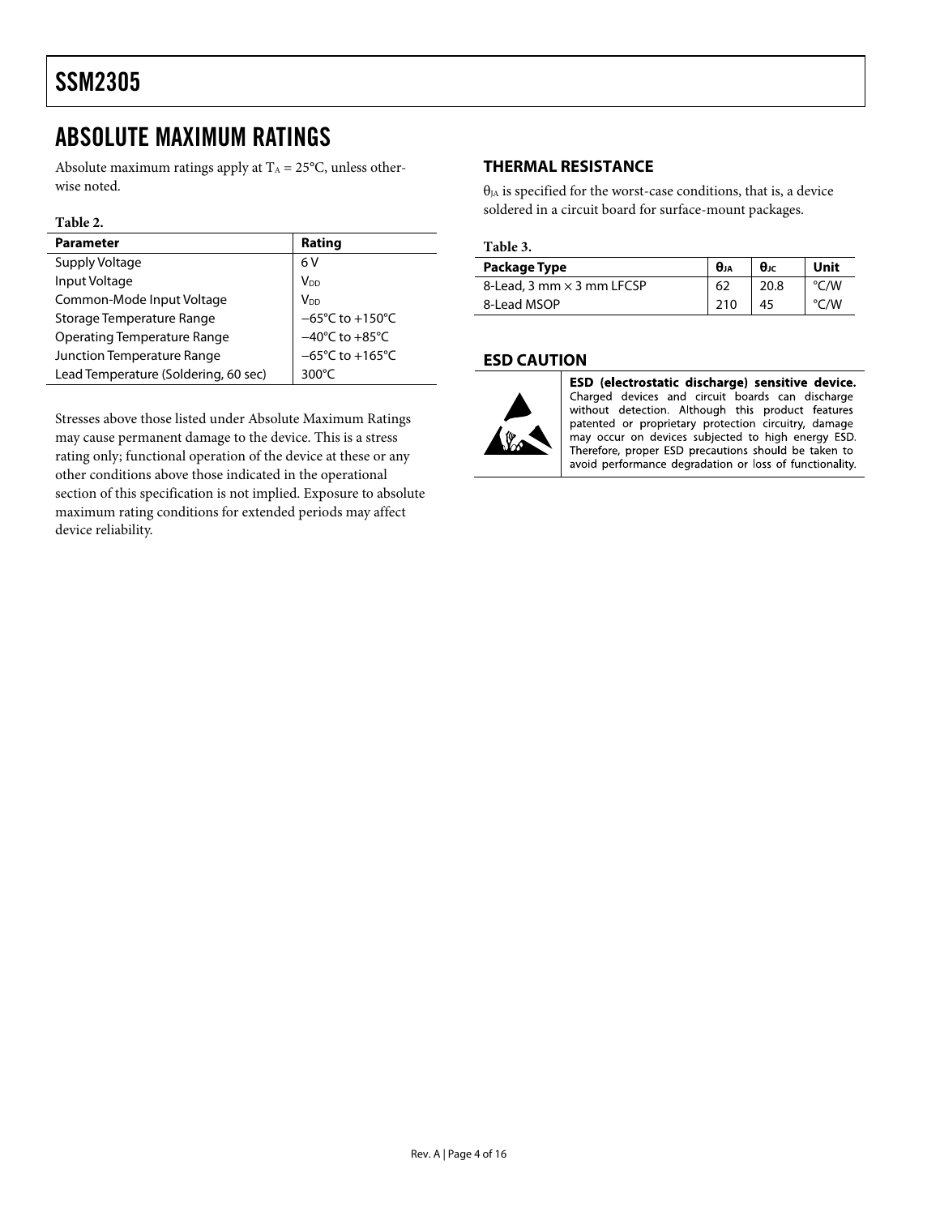# ABSOLUTE MAXIMUM RATINGS

Absolute maximum ratings apply at $T_A = 25°C$, unless otherwise noted.

**Table 2.**

| Parameter | Rating |
|---|---|
| Supply Voltage | 6 V |
| Input Voltage | $V_{DD}$ |
| Common-Mode Input Voltage | $V_{DD}$ |
| Storage Temperature Range | −65°C to +150°C |
| Operating Temperature Range | −40°C to +85°C |
| Junction Temperature Range | −65°C to +165°C |
| Lead Temperature (Soldering, 60 sec) | 300°C |

Stresses above those listed under Absolute Maximum Ratings may cause permanent damage to the device. This is a stress rating only; functional operation of the device at these or any other conditions above those indicated in the operational section of this specification is not implied. Exposure to absolute maximum rating conditions for extended periods may affect device reliability.

## THERMAL RESISTANCE

$\theta_{JA}$ is specified for the worst-case conditions, that is, a device soldered in a circuit board for surface-mount packages.

**Table 3.**

| Package Type | $\theta_{JA}$ | $\theta_{JC}$ | Unit |
|---|---|---|---|
| 8-Lead, 3 mm × 3 mm LFCSP | 62 | 20.8 | °C/W |
| 8-Lead MSOP | 210 | 45 | °C/W |

## ESD CAUTION

**ESD (electrostatic discharge) sensitive device.** Charged devices and circuit boards can discharge without detection. Although this product features patented or proprietary protection circuitry, damage may occur on devices subjected to high energy ESD. Therefore, proper ESD precautions should be taken to avoid performance degradation or loss of functionality.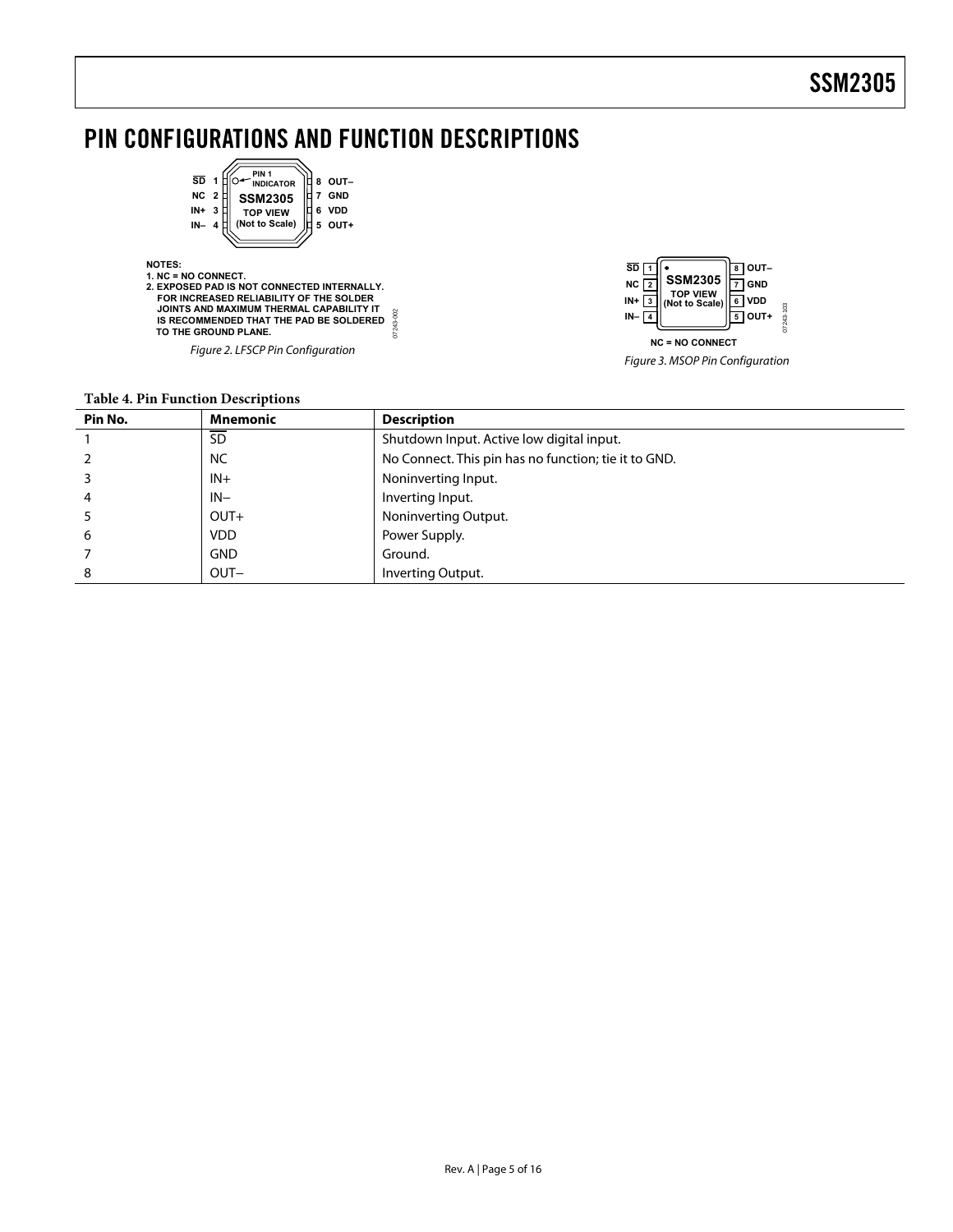# PIN CONFIGURATIONS AND FUNCTION DESCRIPTIONS

NOTES:
1. NC = NO CONNECT.
2. EXPOSED PAD IS NOT CONNECTED INTERNALLY. FOR INCREASED RELIABILITY OF THE SOLDER JOINTS AND MAXIMUM THERMAL CAPABILITY IT IS RECOMMENDED THAT THE PAD BE SOLDERED TO THE GROUND PLANE.

*Figure 2. LFSCP Pin Configuration*

NC = NO CONNECT

*Figure 3. MSOP Pin Configuration*

**Table 4. Pin Function Descriptions**

| Pin No. | Mnemonic | Description |
|---|---|---|
| 1 | $\overline{\text{SD}}$ | Shutdown Input. Active low digital input. |
| 2 | NC | No Connect. This pin has no function; tie it to GND. |
| 3 | IN+ | Noninverting Input. |
| 4 | IN− | Inverting Input. |
| 5 | OUT+ | Noninverting Output. |
| 6 | VDD | Power Supply. |
| 7 | GND | Ground. |
| 8 | OUT− | Inverting Output. |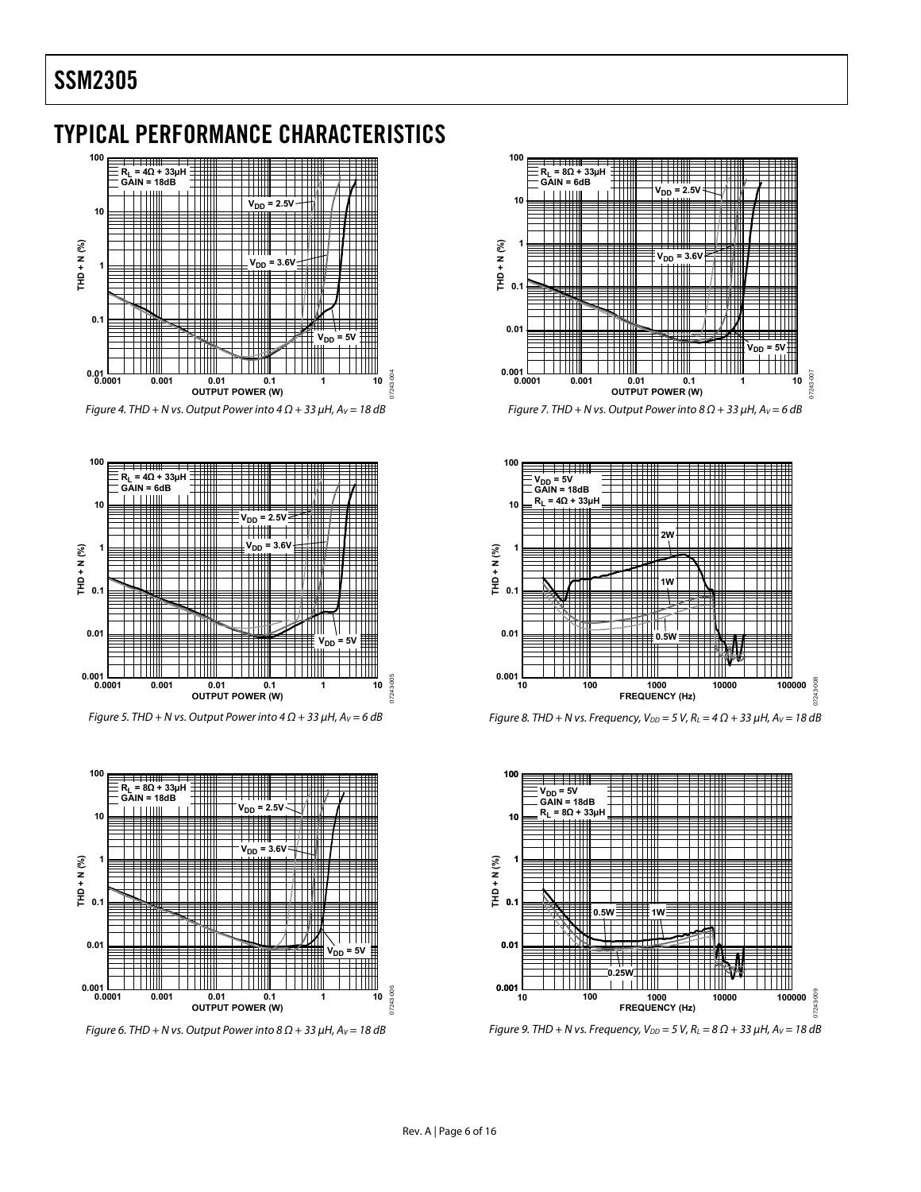## TYPICAL PERFORMANCE CHARACTERISTICS

Figure 4. THD + N vs. Output Power into 4 Ω + 33 μH, $A_V$ = 18 dB

Figure 5. THD + N vs. Output Power into 4 Ω + 33 μH, $A_V$ = 6 dB

Figure 6. THD + N vs. Output Power into 8 Ω + 33 μH, $A_V$ = 18 dB

Figure 7. THD + N vs. Output Power into 8 Ω + 33 μH, $A_V$ = 6 dB

Figure 8. THD + N vs. Frequency, $V_{DD}$ = 5 V, $R_L$ = 4 Ω + 33 μH, $A_V$ = 18 dB

Figure 9. THD + N vs. Frequency, $V_{DD}$ = 5 V, $R_L$ = 8 Ω + 33 μH, $A_V$ = 18 dB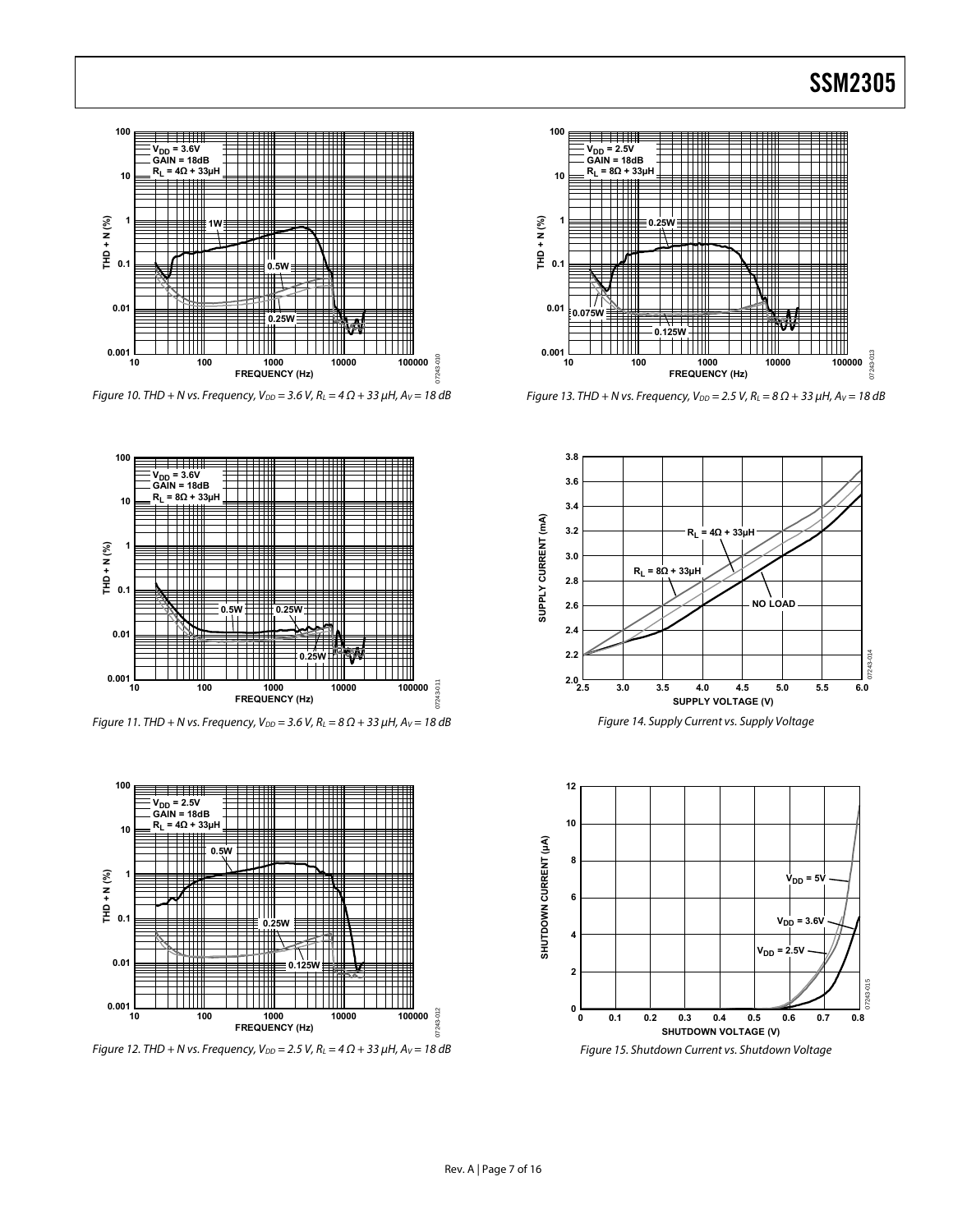Figure 10. THD + N vs. Frequency, $V_{DD}$ = 3.6 V, $R_L$ = 4 Ω + 33 µH, $A_V$ = 18 dB

Figure 11. THD + N vs. Frequency, $V_{DD}$ = 3.6 V, $R_L$ = 8 Ω + 33 µH, $A_V$ = 18 dB

Figure 12. THD + N vs. Frequency, $V_{DD}$ = 2.5 V, $R_L$ = 4 Ω + 33 µH, $A_V$ = 18 dB

Figure 13. THD + N vs. Frequency, $V_{DD}$ = 2.5 V, $R_L$ = 8 Ω + 33 µH, $A_V$ = 18 dB

Figure 14. Supply Current vs. Supply Voltage

Figure 15. Shutdown Current vs. Shutdown Voltage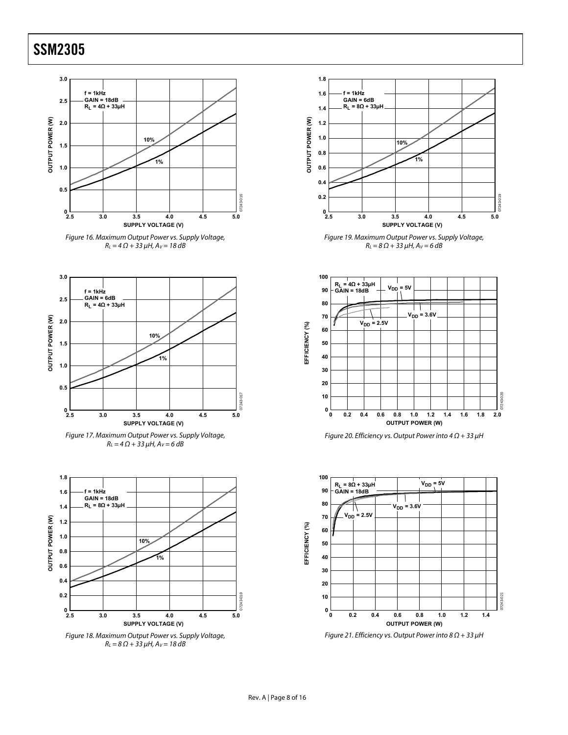Figure 16. Maximum Output Power vs. Supply Voltage, $R_L = 4\ \Omega + 33\ \mu H$, $A_V = 18\ dB$

Figure 17. Maximum Output Power vs. Supply Voltage, $R_L = 4\ \Omega + 33\ \mu H$, $A_V = 6\ dB$

Figure 18. Maximum Output Power vs. Supply Voltage, $R_L = 8\ \Omega + 33\ \mu H$, $A_V = 18\ dB$

Figure 19. Maximum Output Power vs. Supply Voltage, $R_L = 8\ \Omega + 33\ \mu H$, $A_V = 6\ dB$

Figure 20. Efficiency vs. Output Power into $4\ \Omega + 33\ \mu H$

Figure 21. Efficiency vs. Output Power into $8\ \Omega + 33\ \mu H$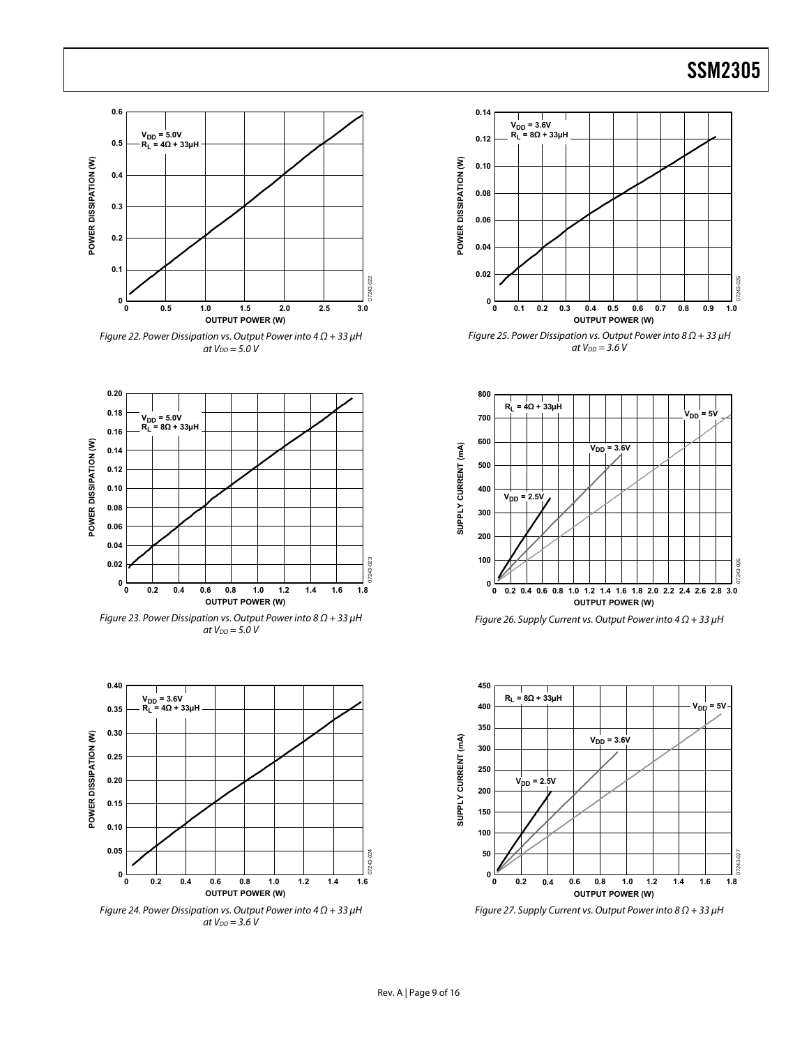Figure 22. Power Dissipation vs. Output Power into 4 Ω + 33 μH at $V_{DD}$ = 5.0 V

Figure 23. Power Dissipation vs. Output Power into 8 Ω + 33 μH at $V_{DD}$ = 5.0 V

Figure 24. Power Dissipation vs. Output Power into 4 Ω + 33 μH at $V_{DD}$ = 3.6 V

Figure 25. Power Dissipation vs. Output Power into 8 Ω + 33 μH at $V_{DD}$ = 3.6 V

Figure 26. Supply Current vs. Output Power into 4 Ω + 33 μH

Figure 27. Supply Current vs. Output Power into 8 Ω + 33 μH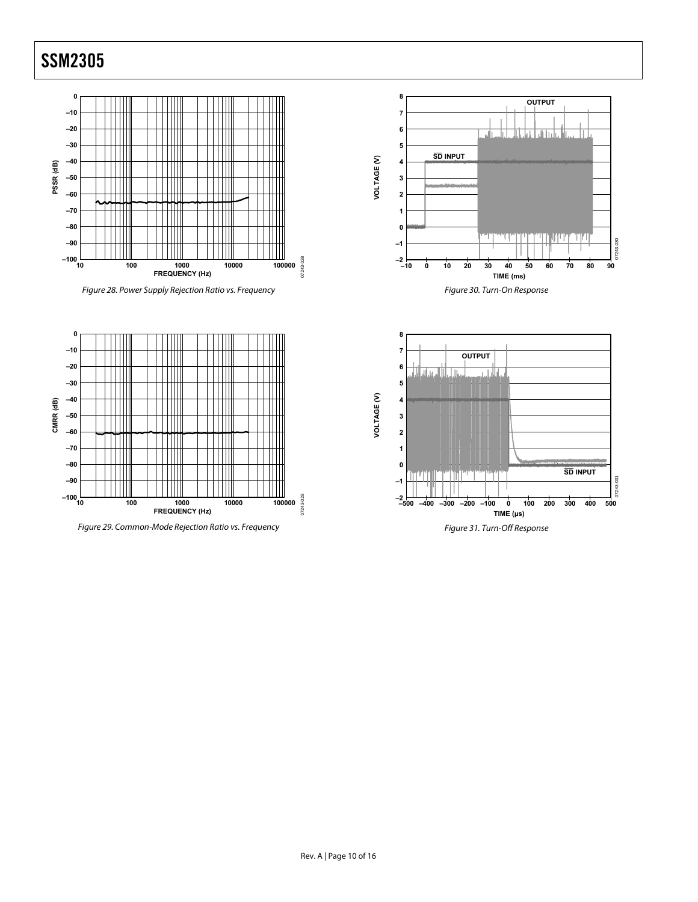Figure 28. Power Supply Rejection Ratio vs. Frequency

Figure 29. Common-Mode Rejection Ratio vs. Frequency

Figure 30. Turn-On Response

Figure 31. Turn-Off Response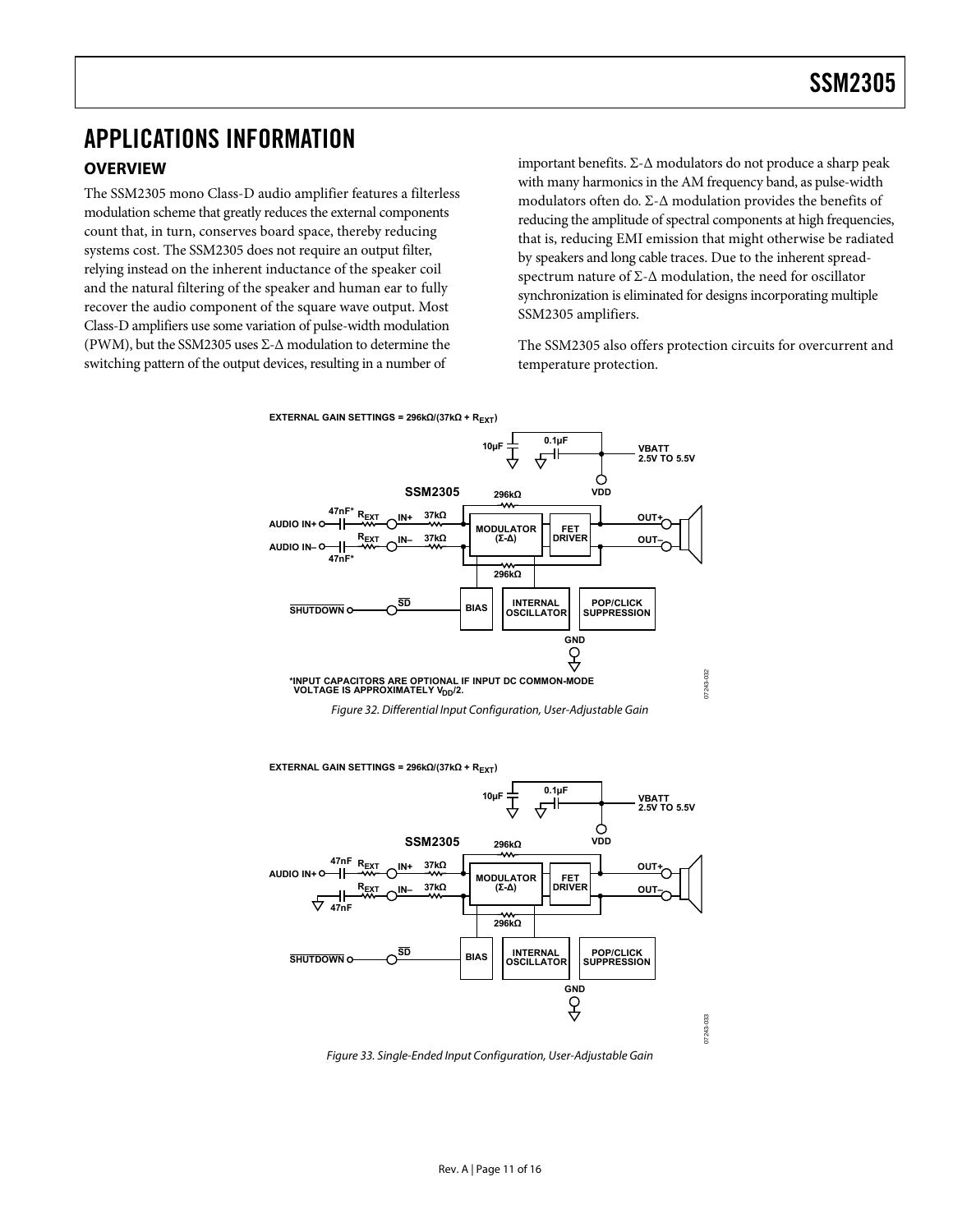# APPLICATIONS INFORMATION

## OVERVIEW

The SSM2305 mono Class-D audio amplifier features a filterless modulation scheme that greatly reduces the external components count that, in turn, conserves board space, thereby reducing systems cost. The SSM2305 does not require an output filter, relying instead on the inherent inductance of the speaker coil and the natural filtering of the speaker and human ear to fully recover the audio component of the square wave output. Most Class-D amplifiers use some variation of pulse-width modulation (PWM), but the SSM2305 uses Σ-Δ modulation to determine the switching pattern of the output devices, resulting in a number of important benefits. Σ-Δ modulators do not produce a sharp peak with many harmonics in the AM frequency band, as pulse-width modulators often do. Σ-Δ modulation provides the benefits of reducing the amplitude of spectral components at high frequencies, that is, reducing EMI emission that might otherwise be radiated by speakers and long cable traces. Due to the inherent spread-spectrum nature of Σ-Δ modulation, the need for oscillator synchronization is eliminated for designs incorporating multiple SSM2305 amplifiers.

The SSM2305 also offers protection circuits for overcurrent and temperature protection.

*Figure 32. Differential Input Configuration, User-Adjustable Gain*

*Figure 33. Single-Ended Input Configuration, User-Adjustable Gain*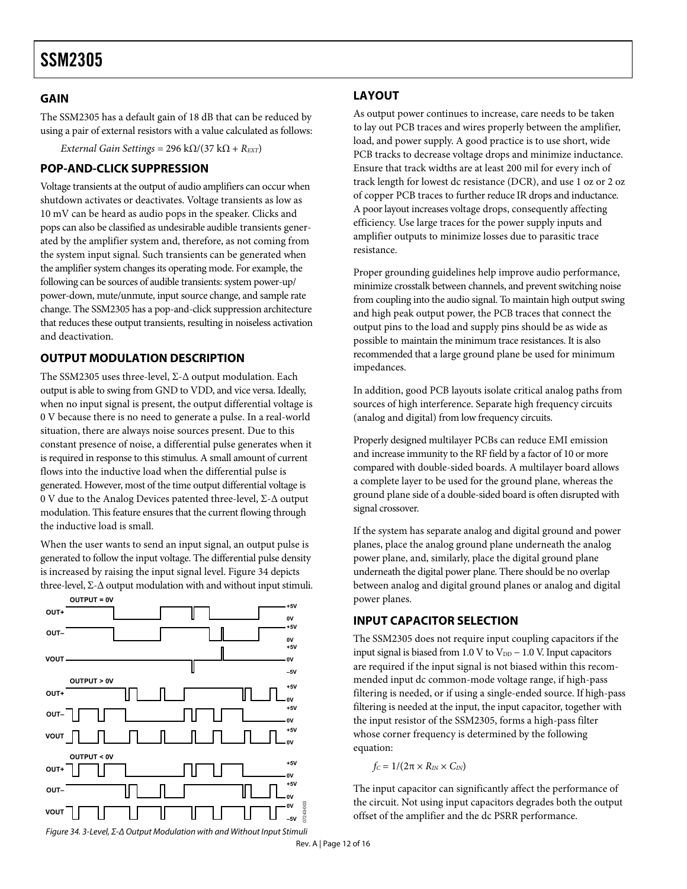## GAIN

The SSM2305 has a default gain of 18 dB that can be reduced by using a pair of external resistors with a value calculated as follows:

*External Gain Settings* = 296 kΩ/(37 kΩ + $R_{EXT}$)

## POP-AND-CLICK SUPPRESSION

Voltage transients at the output of audio amplifiers can occur when shutdown activates or deactivates. Voltage transients as low as 10 mV can be heard as audio pops in the speaker. Clicks and pops can also be classified as undesirable audible transients generated by the amplifier system and, therefore, as not coming from the system input signal. Such transients can be generated when the amplifier system changes its operating mode. For example, the following can be sources of audible transients: system power-up/power-down, mute/unmute, input source change, and sample rate change. The SSM2305 has a pop-and-click suppression architecture that reduces these output transients, resulting in noiseless activation and deactivation.

## OUTPUT MODULATION DESCRIPTION

The SSM2305 uses three-level, Σ-Δ output modulation. Each output is able to swing from GND to VDD, and vice versa. Ideally, when no input signal is present, the output differential voltage is 0 V because there is no need to generate a pulse. In a real-world situation, there are always noise sources present. Due to this constant presence of noise, a differential pulse generates when it is required in response to this stimulus. A small amount of current flows into the inductive load when the differential pulse is generated. However, most of the time output differential voltage is 0 V due to the Analog Devices patented three-level, Σ-Δ output modulation. This feature ensures that the current flowing through the inductive load is small.

When the user wants to send an input signal, an output pulse is generated to follow the input voltage. The differential pulse density is increased by raising the input signal level. Figure 34 depicts three-level, Σ-Δ output modulation with and without input stimuli.

*Figure 34. 3-Level, Σ-Δ Output Modulation with and Without Input Stimuli*

## LAYOUT

As output power continues to increase, care needs to be taken to lay out PCB traces and wires properly between the amplifier, load, and power supply. A good practice is to use short, wide PCB tracks to decrease voltage drops and minimize inductance. Ensure that track widths are at least 200 mil for every inch of track length for lowest dc resistance (DCR), and use 1 oz or 2 oz of copper PCB traces to further reduce IR drops and inductance. A poor layout increases voltage drops, consequently affecting efficiency. Use large traces for the power supply inputs and amplifier outputs to minimize losses due to parasitic trace resistance.

Proper grounding guidelines help improve audio performance, minimize crosstalk between channels, and prevent switching noise from coupling into the audio signal. To maintain high output swing and high peak output power, the PCB traces that connect the output pins to the load and supply pins should be as wide as possible to maintain the minimum trace resistances. It is also recommended that a large ground plane be used for minimum impedances.

In addition, good PCB layouts isolate critical analog paths from sources of high interference. Separate high frequency circuits (analog and digital) from low frequency circuits.

Properly designed multilayer PCBs can reduce EMI emission and increase immunity to the RF field by a factor of 10 or more compared with double-sided boards. A multilayer board allows a complete layer to be used for the ground plane, whereas the ground plane side of a double-sided board is often disrupted with signal crossover.

If the system has separate analog and digital ground and power planes, place the analog ground plane underneath the analog power plane, and, similarly, place the digital ground plane underneath the digital power plane. There should be no overlap between analog and digital ground planes or analog and digital power planes.

## INPUT CAPACITOR SELECTION

The SSM2305 does not require input coupling capacitors if the input signal is biased from 1.0 V to $V_{DD}$ − 1.0 V. Input capacitors are required if the input signal is not biased within this recommended input dc common-mode voltage range, if high-pass filtering is needed, or if using a single-ended source. If high-pass filtering is needed at the input, the input capacitor, together with the input resistor of the SSM2305, forms a high-pass filter whose corner frequency is determined by the following equation:

$$f_C = 1/(2\pi \times R_{IN} \times C_{IN})$$

The input capacitor can significantly affect the performance of the circuit. Not using input capacitors degrades both the output offset of the amplifier and the dc PSRR performance.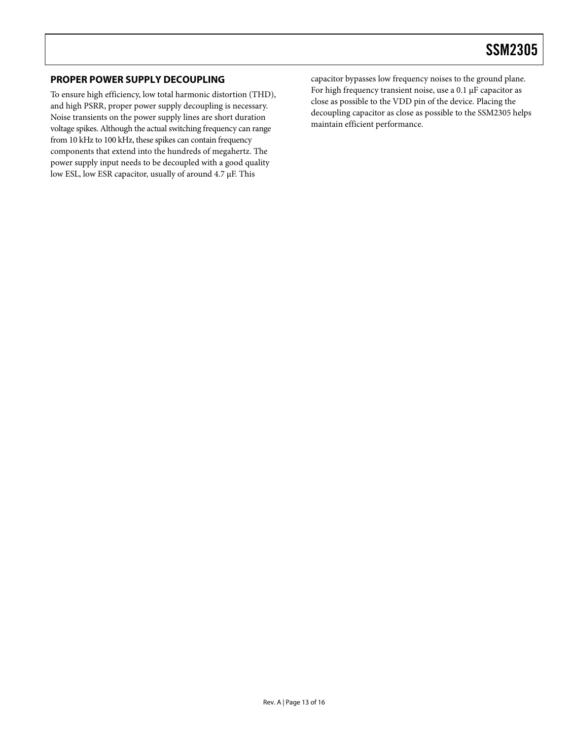## PROPER POWER SUPPLY DECOUPLING

To ensure high efficiency, low total harmonic distortion (THD), and high PSRR, proper power supply decoupling is necessary. Noise transients on the power supply lines are short duration voltage spikes. Although the actual switching frequency can range from 10 kHz to 100 kHz, these spikes can contain frequency components that extend into the hundreds of megahertz. The power supply input needs to be decoupled with a good quality low ESL, low ESR capacitor, usually of around 4.7 µF. This capacitor bypasses low frequency noises to the ground plane. For high frequency transient noise, use a 0.1 µF capacitor as close as possible to the VDD pin of the device. Placing the decoupling capacitor as close as possible to the SSM2305 helps maintain efficient performance.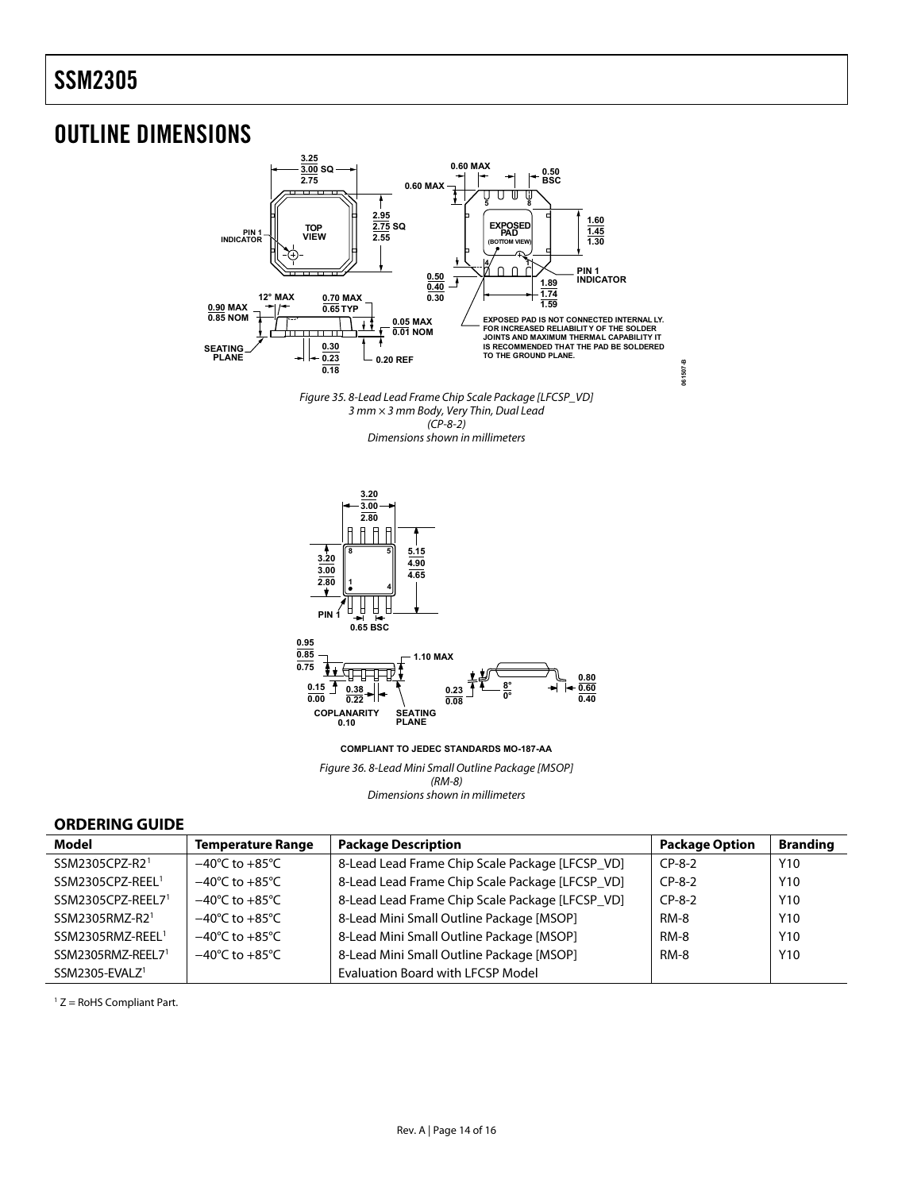## OUTLINE DIMENSIONS

Figure 35. 8-Lead Lead Frame Chip Scale Package [LFCSP_VD]
3 mm × 3 mm Body, Very Thin, Dual Lead
(CP-8-2)
Dimensions shown in millimeters

Figure 36. 8-Lead Mini Small Outline Package [MSOP]
(RM-8)
Dimensions shown in millimeters

### ORDERING GUIDE

| Model | Temperature Range | Package Description | Package Option | Branding |
|---|---|---|---|---|
| SSM2305CPZ-R2[1] | −40°C to +85°C | 8-Lead Lead Frame Chip Scale Package [LFCSP_VD] | CP-8-2 | Y10 |
| SSM2305CPZ-REEL[1] | −40°C to +85°C | 8-Lead Lead Frame Chip Scale Package [LFCSP_VD] | CP-8-2 | Y10 |
| SSM2305CPZ-REEL7[1] | −40°C to +85°C | 8-Lead Lead Frame Chip Scale Package [LFCSP_VD] | CP-8-2 | Y10 |
| SSM2305RMZ-R2[1] | −40°C to +85°C | 8-Lead Mini Small Outline Package [MSOP] | RM-8 | Y10 |
| SSM2305RMZ-REEL[1] | −40°C to +85°C | 8-Lead Mini Small Outline Package [MSOP] | RM-8 | Y10 |
| SSM2305RMZ-REEL7[1] | −40°C to +85°C | 8-Lead Mini Small Outline Package [MSOP] | RM-8 | Y10 |
| SSM2305-EVALZ[1] | | Evaluation Board with LFCSP Model | | |

[1] Z = RoHS Compliant Part.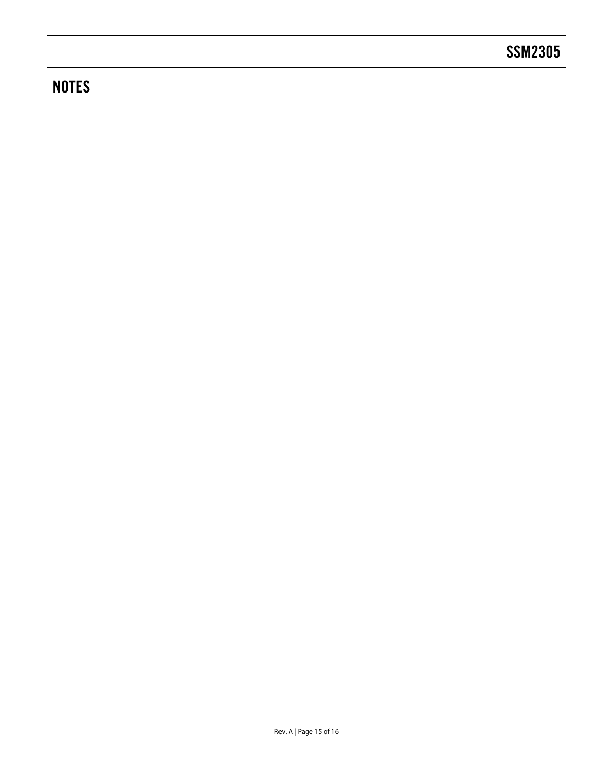## NOTES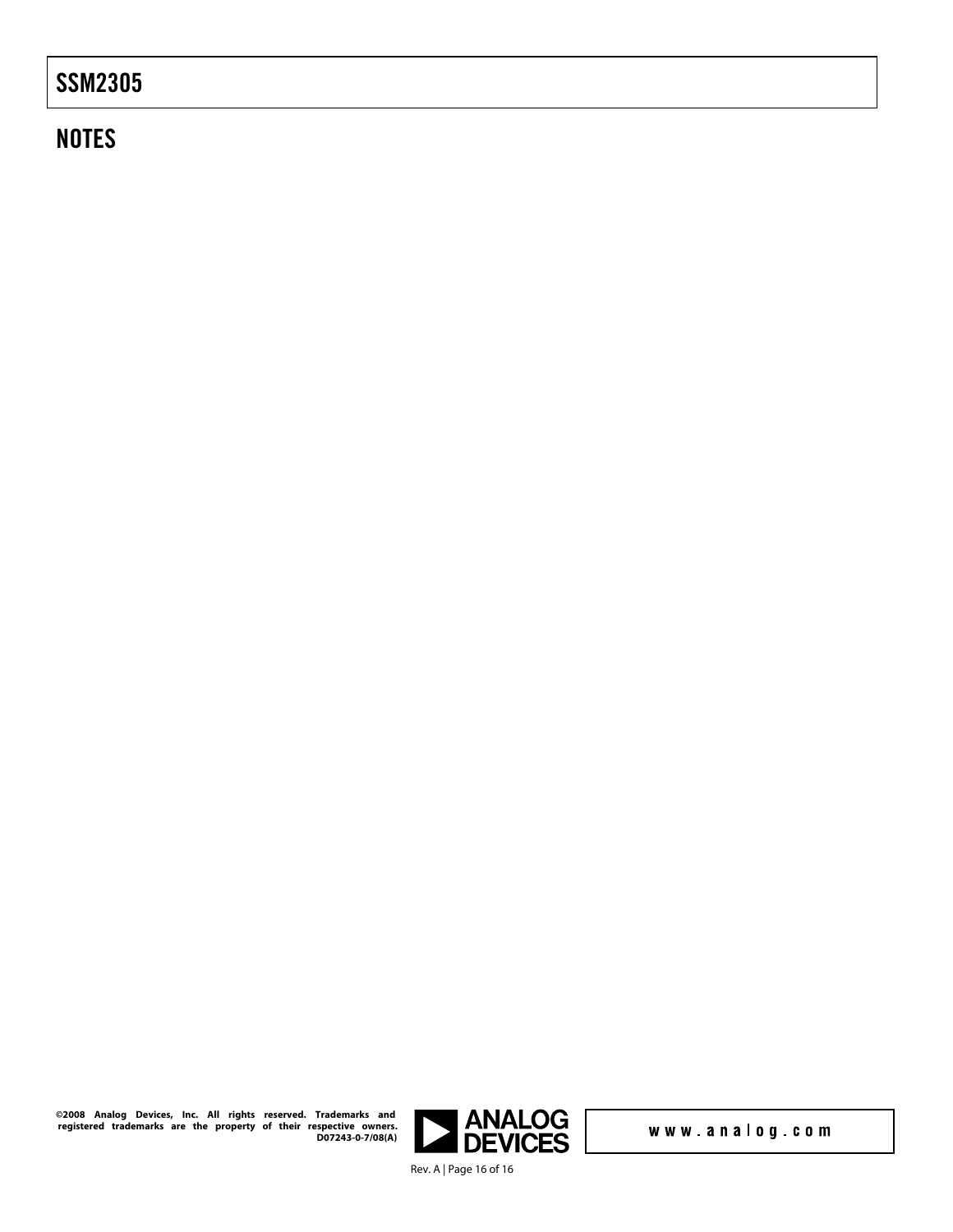## NOTES

©2008 Analog Devices, Inc. All rights reserved. Trademarks and registered trademarks are the property of their respective owners. D07243-0-7/08(A)

www.analog.com